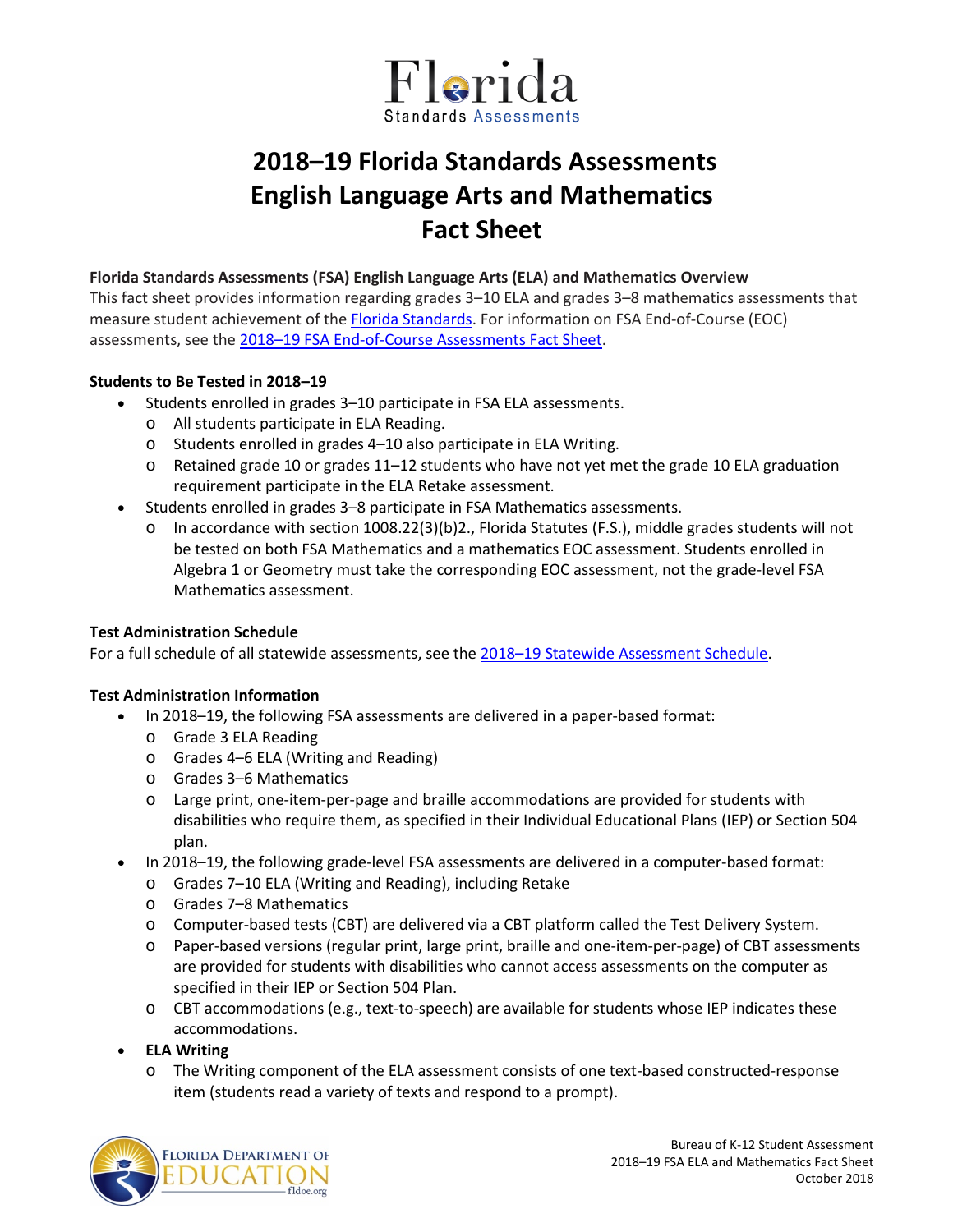# 2018–19 Florida Standards Assessments English Language Arts and Mathematics Fact Sheet

**Florida Standards Assessments (FSA) English Language Arts (ELA) and Mathematics Overview**

This fact sheet provides information regarding grades 3–10 ELA and grades 3–8 mathematics assessments that measure student achievement of the Florida Standards. For information on FSA End-of-Course (EOC) assessments, see the 2018–19 FSA End-of-Course Assessments Fact Sheet.

**Students to Be Tested in 2018–19**

- Students enrolled in grades 3–10 participate in FSA ELA assessments.
  - All students participate in ELA Reading.
  - Students enrolled in grades 4–10 also participate in ELA Writing.
  - Retained grade 10 or grades 11–12 students who have not yet met the grade 10 ELA graduation requirement participate in the ELA Retake assessment.
- Students enrolled in grades 3–8 participate in FSA Mathematics assessments.
  - In accordance with section 1008.22(3)(b)2., Florida Statutes (F.S.), middle grades students will not be tested on both FSA Mathematics and a mathematics EOC assessment. Students enrolled in Algebra 1 or Geometry must take the corresponding EOC assessment, not the grade-level FSA Mathematics assessment.

**Test Administration Schedule**

For a full schedule of all statewide assessments, see the 2018–19 Statewide Assessment Schedule.

**Test Administration Information**

- In 2018–19, the following FSA assessments are delivered in a paper-based format:
  - Grade 3 ELA Reading
  - Grades 4–6 ELA (Writing and Reading)
  - Grades 3–6 Mathematics
  - Large print, one-item-per-page and braille accommodations are provided for students with disabilities who require them, as specified in their Individual Educational Plans (IEP) or Section 504 plan.
- In 2018–19, the following grade-level FSA assessments are delivered in a computer-based format:
  - Grades 7–10 ELA (Writing and Reading), including Retake
  - Grades 7–8 Mathematics
  - Computer-based tests (CBT) are delivered via a CBT platform called the Test Delivery System.
  - Paper-based versions (regular print, large print, braille and one-item-per-page) of CBT assessments are provided for students with disabilities who cannot access assessments on the computer as specified in their IEP or Section 504 Plan.
  - CBT accommodations (e.g., text-to-speech) are available for students whose IEP indicates these accommodations.
- **ELA Writing**
  - The Writing component of the ELA assessment consists of one text-based constructed-response item (students read a variety of texts and respond to a prompt).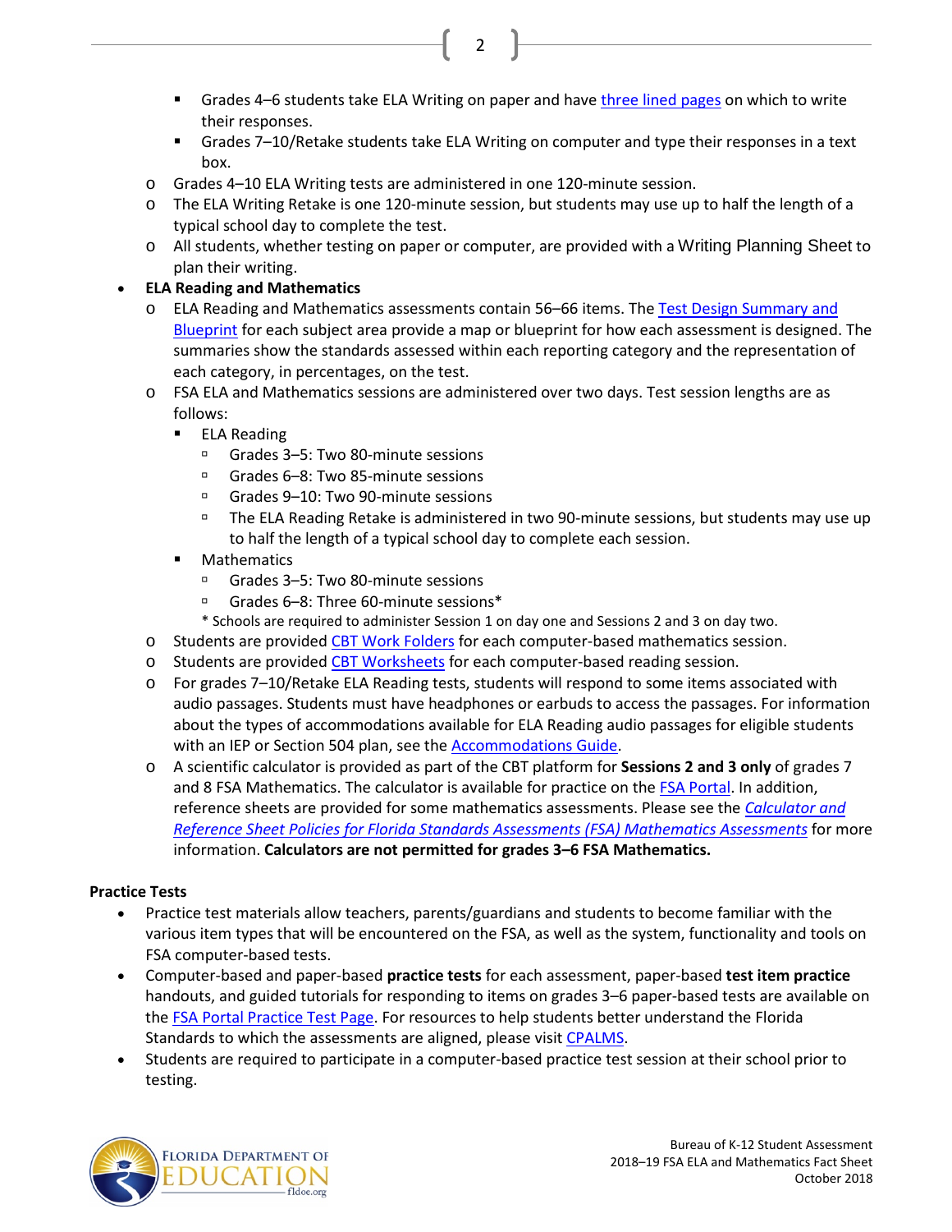- Grades 4–6 students take ELA Writing on paper and have three lined pages on which to write their responses.
        - Grades 7–10/Retake students take ELA Writing on computer and type their responses in a text box.
    - Grades 4–10 ELA Writing tests are administered in one 120-minute session.
    - The ELA Writing Retake is one 120-minute session, but students may use up to half the length of a typical school day to complete the test.
    - All students, whether testing on paper or computer, are provided with a Writing Planning Sheet to plan their writing.
- **ELA Reading and Mathematics**
    - ELA Reading and Mathematics assessments contain 56–66 items. The Test Design Summary and Blueprint for each subject area provide a map or blueprint for how each assessment is designed. The summaries show the standards assessed within each reporting category and the representation of each category, in percentages, on the test.
    - FSA ELA and Mathematics sessions are administered over two days. Test session lengths are as follows:
        - ELA Reading
            - Grades 3–5: Two 80-minute sessions
            - Grades 6–8: Two 85-minute sessions
            - Grades 9–10: Two 90-minute sessions
            - The ELA Reading Retake is administered in two 90-minute sessions, but students may use up to half the length of a typical school day to complete each session.
        - Mathematics
            - Grades 3–5: Two 80-minute sessions
            - Grades 6–8: Three 60-minute sessions*

          * Schools are required to administer Session 1 on day one and Sessions 2 and 3 on day two.
    - Students are provided CBT Work Folders for each computer-based mathematics session.
    - Students are provided CBT Worksheets for each computer-based reading session.
    - For grades 7–10/Retake ELA Reading tests, students will respond to some items associated with audio passages. Students must have headphones or earbuds to access the passages. For information about the types of accommodations available for ELA Reading audio passages for eligible students with an IEP or Section 504 plan, see the Accommodations Guide.
    - A scientific calculator is provided as part of the CBT platform for **Sessions 2 and 3 only** of grades 7 and 8 FSA Mathematics. The calculator is available for practice on the FSA Portal. In addition, reference sheets are provided for some mathematics assessments. Please see the *Calculator and Reference Sheet Policies for Florida Standards Assessments (FSA) Mathematics Assessments* for more information. **Calculators are not permitted for grades 3–6 FSA Mathematics.**

**Practice Tests**

- Practice test materials allow teachers, parents/guardians and students to become familiar with the various item types that will be encountered on the FSA, as well as the system, functionality and tools on FSA computer-based tests.
- Computer-based and paper-based **practice tests** for each assessment, paper-based **test item practice** handouts, and guided tutorials for responding to items on grades 3–6 paper-based tests are available on the FSA Portal Practice Test Page. For resources to help students better understand the Florida Standards to which the assessments are aligned, please visit CPALMS.
- Students are required to participate in a computer-based practice test session at their school prior to testing.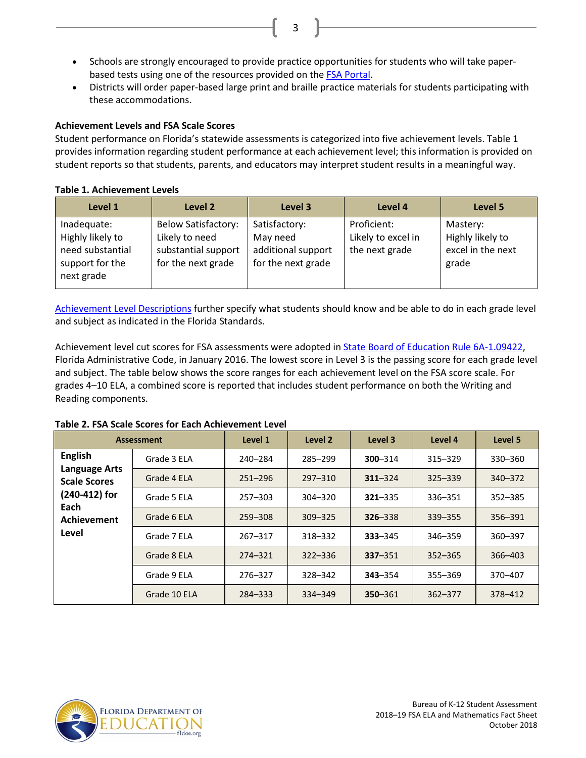- Schools are strongly encouraged to provide practice opportunities for students who will take paper-based tests using one of the resources provided on the FSA Portal.
- Districts will order paper-based large print and braille practice materials for students participating with these accommodations.

**Achievement Levels and FSA Scale Scores**

Student performance on Florida's statewide assessments is categorized into five achievement levels. Table 1 provides information regarding student performance at each achievement level; this information is provided on student reports so that students, parents, and educators may interpret student results in a meaningful way.

**Table 1. Achievement Levels**

| Level 1 | Level 2 | Level 3 | Level 4 | Level 5 |
|---|---|---|---|---|
| Inadequate: Highly likely to need substantial support for the next grade | Below Satisfactory: Likely to need substantial support for the next grade | Satisfactory: May need additional support for the next grade | Proficient: Likely to excel in the next grade | Mastery: Highly likely to excel in the next grade |

Achievement Level Descriptions further specify what students should know and be able to do in each grade level and subject as indicated in the Florida Standards.

Achievement level cut scores for FSA assessments were adopted in State Board of Education Rule 6A-1.09422, Florida Administrative Code, in January 2016. The lowest score in Level 3 is the passing score for each grade level and subject. The table below shows the score ranges for each achievement level on the FSA score scale. For grades 4–10 ELA, a combined score is reported that includes student performance on both the Writing and Reading components.

**Table 2. FSA Scale Scores for Each Achievement Level**

| Assessment | | Level 1 | Level 2 | Level 3 | Level 4 | Level 5 |
|---|---|---|---|---|---|---|
| **English Language Arts Scale Scores (240-412) for Each Achievement Level** | Grade 3 ELA | 240–284 | 285–299 | **300**–314 | 315–329 | 330–360 |
| | Grade 4 ELA | 251–296 | 297–310 | **311**–324 | 325–339 | 340–372 |
| | Grade 5 ELA | 257–303 | 304–320 | **321**–335 | 336–351 | 352–385 |
| | Grade 6 ELA | 259–308 | 309–325 | **326**–338 | 339–355 | 356–391 |
| | Grade 7 ELA | 267–317 | 318–332 | **333**–345 | 346–359 | 360–397 |
| | Grade 8 ELA | 274–321 | 322–336 | **337**–351 | 352–365 | 366–403 |
| | Grade 9 ELA | 276–327 | 328–342 | **343**–354 | 355–369 | 370–407 |
| | Grade 10 ELA | 284–333 | 334–349 | **350**–361 | 362–377 | 378–412 |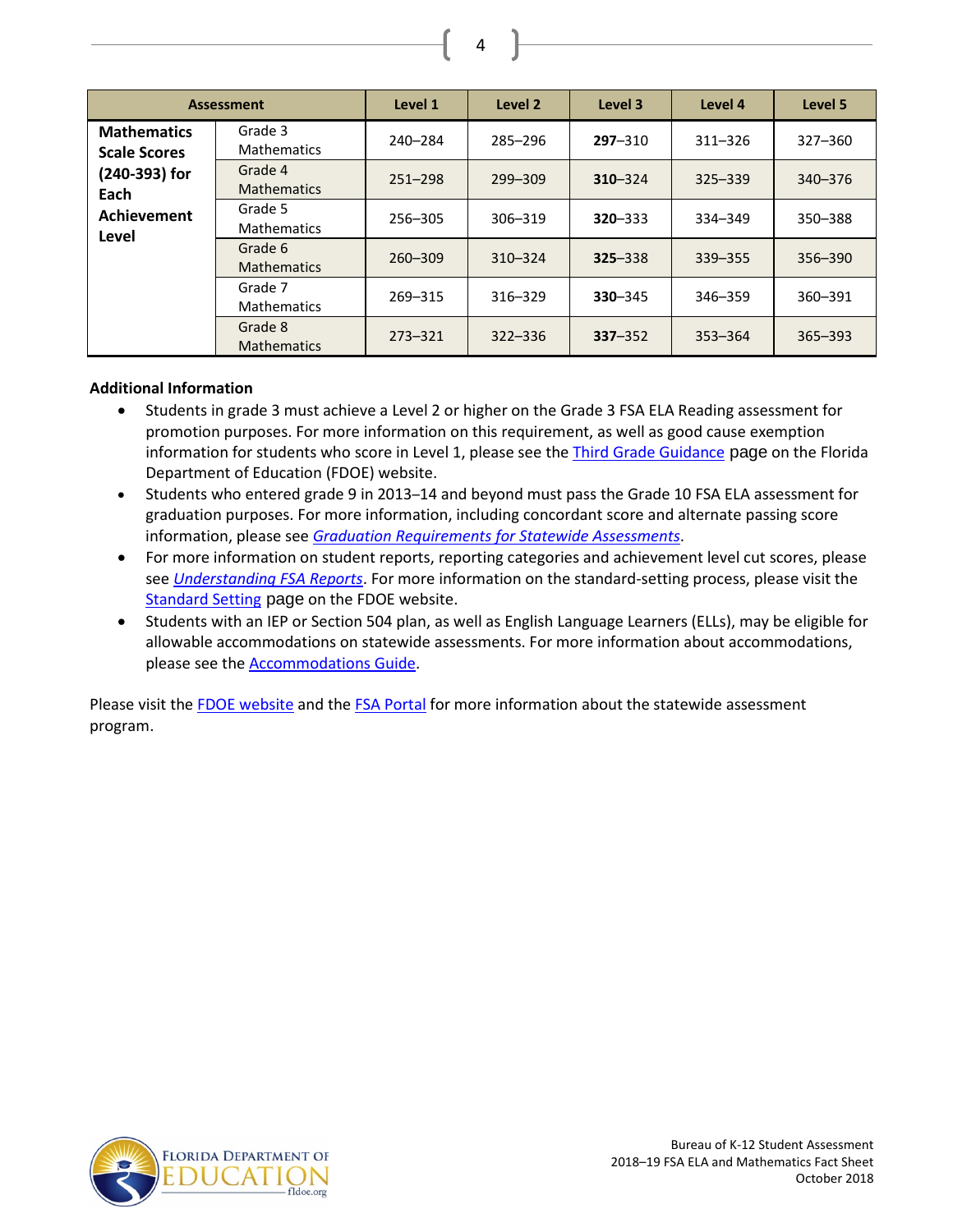| Assessment | | Level 1 | Level 2 | Level 3 | Level 4 | Level 5 |
|---|---|---|---|---|---|---|
| **Mathematics Scale Scores (240-393) for Each Achievement Level** | Grade 3 Mathematics | 240–284 | 285–296 | **297**–310 | 311–326 | 327–360 |
| | Grade 4 Mathematics | 251–298 | 299–309 | **310**–324 | 325–339 | 340–376 |
| | Grade 5 Mathematics | 256–305 | 306–319 | **320**–333 | 334–349 | 350–388 |
| | Grade 6 Mathematics | 260–309 | 310–324 | **325**–338 | 339–355 | 356–390 |
| | Grade 7 Mathematics | 269–315 | 316–329 | **330**–345 | 346–359 | 360–391 |
| | Grade 8 Mathematics | 273–321 | 322–336 | **337**–352 | 353–364 | 365–393 |

**Additional Information**

- Students in grade 3 must achieve a Level 2 or higher on the Grade 3 FSA ELA Reading assessment for promotion purposes. For more information on this requirement, as well as good cause exemption information for students who score in Level 1, please see the Third Grade Guidance page on the Florida Department of Education (FDOE) website.
- Students who entered grade 9 in 2013–14 and beyond must pass the Grade 10 FSA ELA assessment for graduation purposes. For more information, including concordant score and alternate passing score information, please see *Graduation Requirements for Statewide Assessments*.
- For more information on student reports, reporting categories and achievement level cut scores, please see *Understanding FSA Reports*. For more information on the standard-setting process, please visit the Standard Setting page on the FDOE website.
- Students with an IEP or Section 504 plan, as well as English Language Learners (ELLs), may be eligible for allowable accommodations on statewide assessments. For more information about accommodations, please see the Accommodations Guide.

Please visit the FDOE website and the FSA Portal for more information about the statewide assessment program.